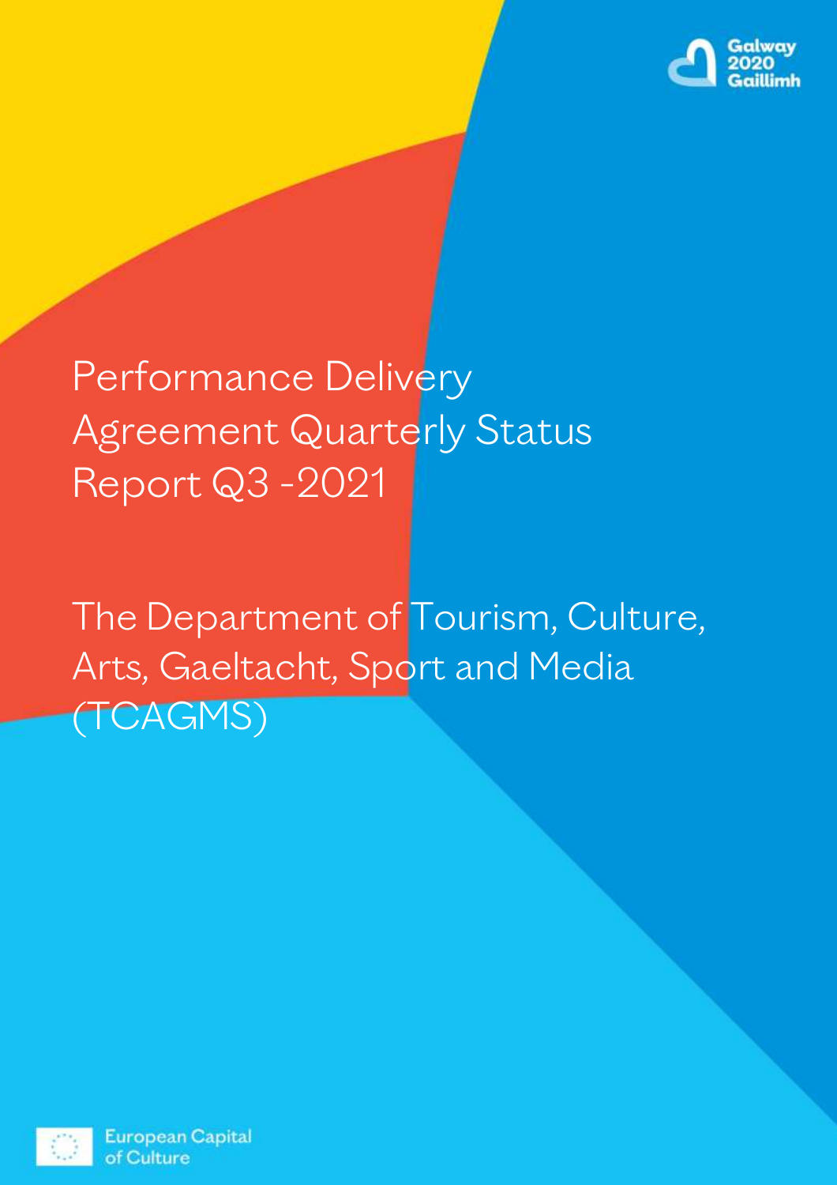Galway 2020 Gaillimh

# Performance Delivery Agreement Quarterly Status Report Q3 -2021

## The Department of Tourism, Culture, Arts, Gaeltacht, Sport and Media (TCAGMS)

European Capital of Culture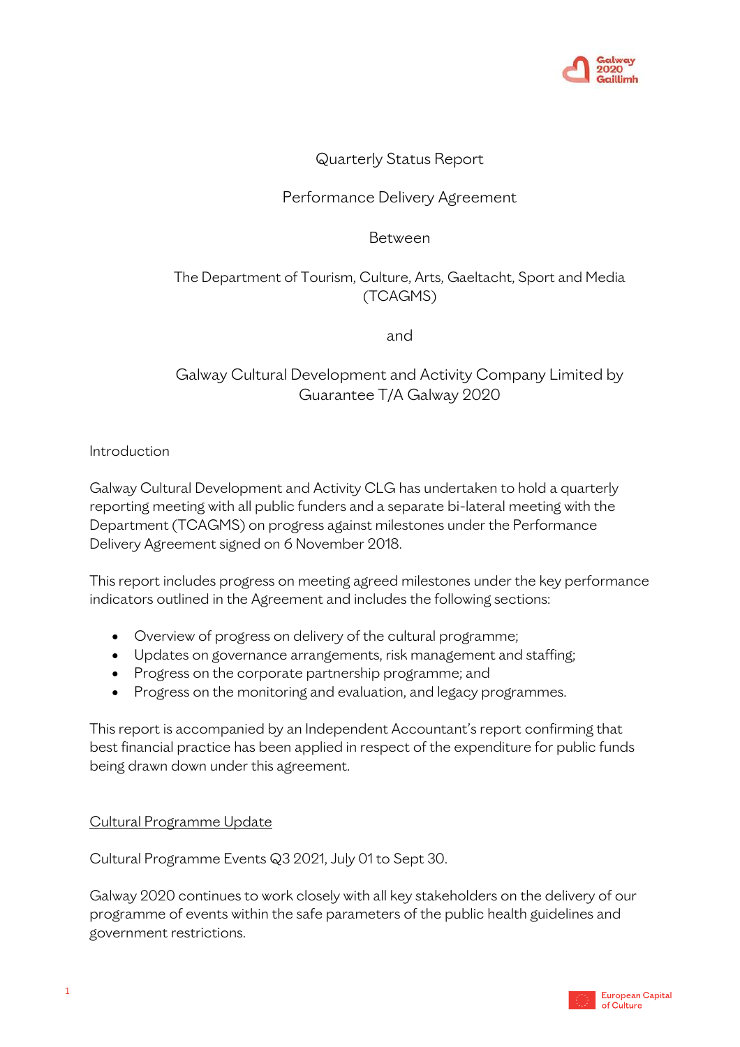Quarterly Status Report

Performance Delivery Agreement

Between

The Department of Tourism, Culture, Arts, Gaeltacht, Sport and Media (TCAGMS)

and

Galway Cultural Development and Activity Company Limited by Guarantee T/A Galway 2020

Introduction

Galway Cultural Development and Activity CLG has undertaken to hold a quarterly reporting meeting with all public funders and a separate bi-lateral meeting with the Department (TCAGMS) on progress against milestones under the Performance Delivery Agreement signed on 6 November 2018.

This report includes progress on meeting agreed milestones under the key performance indicators outlined in the Agreement and includes the following sections:

- Overview of progress on delivery of the cultural programme;
- Updates on governance arrangements, risk management and staffing;
- Progress on the corporate partnership programme; and
- Progress on the monitoring and evaluation, and legacy programmes.

This report is accompanied by an Independent Accountant's report confirming that best financial practice has been applied in respect of the expenditure for public funds being drawn down under this agreement.

## Cultural Programme Update

Cultural Programme Events Q3 2021, July 01 to Sept 30.

Galway 2020 continues to work closely with all key stakeholders on the delivery of our programme of events within the safe parameters of the public health guidelines and government restrictions.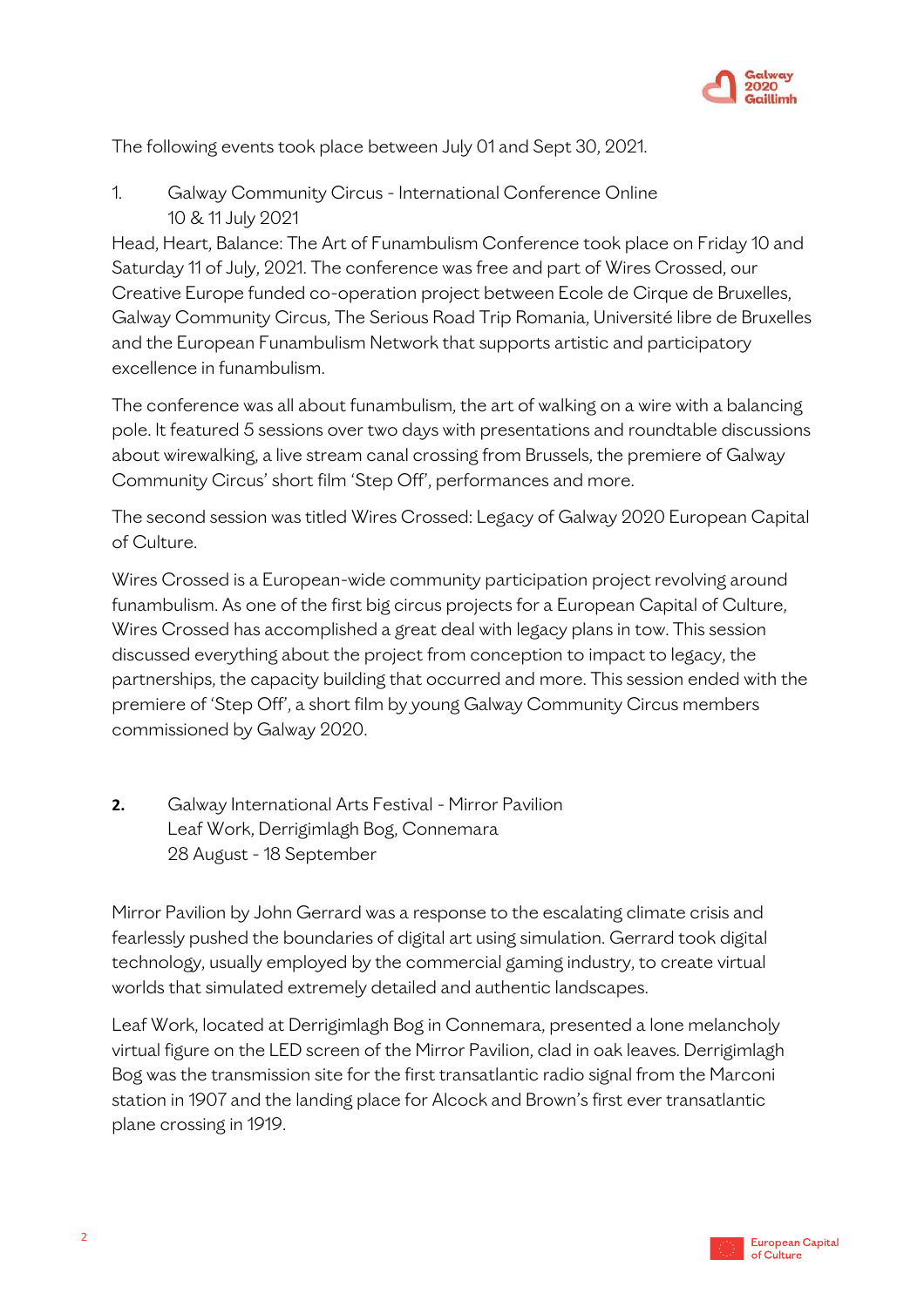The following events took place between July 01 and Sept 30, 2021.

1. Galway Community Circus - International Conference Online
   10 & 11 July 2021

Head, Heart, Balance: The Art of Funambulism Conference took place on Friday 10 and Saturday 11 of July, 2021. The conference was free and part of Wires Crossed, our Creative Europe funded co-operation project between Ecole de Cirque de Bruxelles, Galway Community Circus, The Serious Road Trip Romania, Université libre de Bruxelles and the European Funambulism Network that supports artistic and participatory excellence in funambulism.

The conference was all about funambulism, the art of walking on a wire with a balancing pole. It featured 5 sessions over two days with presentations and roundtable discussions about wirewalking, a live stream canal crossing from Brussels, the premiere of Galway Community Circus' short film 'Step Off', performances and more.

The second session was titled Wires Crossed: Legacy of Galway 2020 European Capital of Culture.

Wires Crossed is a European-wide community participation project revolving around funambulism. As one of the first big circus projects for a European Capital of Culture, Wires Crossed has accomplished a great deal with legacy plans in tow. This session discussed everything about the project from conception to impact to legacy, the partnerships, the capacity building that occurred and more. This session ended with the premiere of 'Step Off', a short film by young Galway Community Circus members commissioned by Galway 2020.

**2.** Galway International Arts Festival - Mirror Pavilion
   Leaf Work, Derrigimlagh Bog, Connemara
   28 August - 18 September

Mirror Pavilion by John Gerrard was a response to the escalating climate crisis and fearlessly pushed the boundaries of digital art using simulation. Gerrard took digital technology, usually employed by the commercial gaming industry, to create virtual worlds that simulated extremely detailed and authentic landscapes.

Leaf Work, located at Derrigimlagh Bog in Connemara, presented a lone melancholy virtual figure on the LED screen of the Mirror Pavilion, clad in oak leaves. Derrigimlagh Bog was the transmission site for the first transatlantic radio signal from the Marconi station in 1907 and the landing place for Alcock and Brown's first ever transatlantic plane crossing in 1919.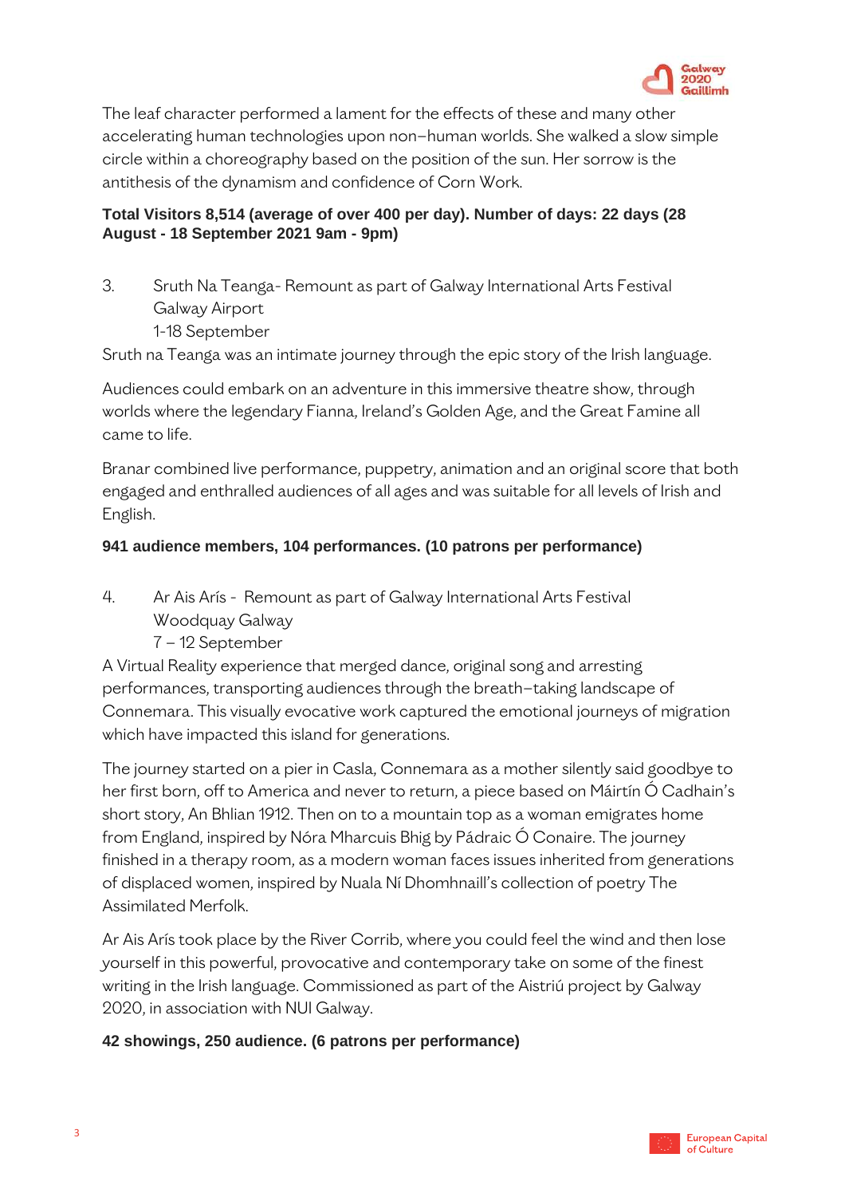The leaf character performed a lament for the effects of these and many other accelerating human technologies upon non–human worlds. She walked a slow simple circle within a choreography based on the position of the sun. Her sorrow is the antithesis of the dynamism and confidence of Corn Work.

**Total Visitors 8,514 (average of over 400 per day). Number of days: 22 days (28 August - 18 September 2021 9am - 9pm)**

3. Sruth Na Teanga- Remount as part of Galway International Arts Festival
   Galway Airport
   1-18 September

Sruth na Teanga was an intimate journey through the epic story of the Irish language.

Audiences could embark on an adventure in this immersive theatre show, through worlds where the legendary Fianna, Ireland's Golden Age, and the Great Famine all came to life.

Branar combined live performance, puppetry, animation and an original score that both engaged and enthralled audiences of all ages and was suitable for all levels of Irish and English.

**941 audience members, 104 performances. (10 patrons per performance)**

4. Ar Ais Arís - Remount as part of Galway International Arts Festival
   Woodquay Galway
   7 – 12 September

A Virtual Reality experience that merged dance, original song and arresting performances, transporting audiences through the breath–taking landscape of Connemara. This visually evocative work captured the emotional journeys of migration which have impacted this island for generations.

The journey started on a pier in Casla, Connemara as a mother silently said goodbye to her first born, off to America and never to return, a piece based on Máirtín Ó Cadhain's short story, An Bhlian 1912. Then on to a mountain top as a woman emigrates home from England, inspired by Nóra Mharcuis Bhig by Pádraic Ó Conaire. The journey finished in a therapy room, as a modern woman faces issues inherited from generations of displaced women, inspired by Nuala Ní Dhomhnaill's collection of poetry The Assimilated Merfolk.

Ar Ais Arís took place by the River Corrib, where you could feel the wind and then lose yourself in this powerful, provocative and contemporary take on some of the finest writing in the Irish language. Commissioned as part of the Aistriú project by Galway 2020, in association with NUI Galway.

**42 showings, 250 audience. (6 patrons per performance)**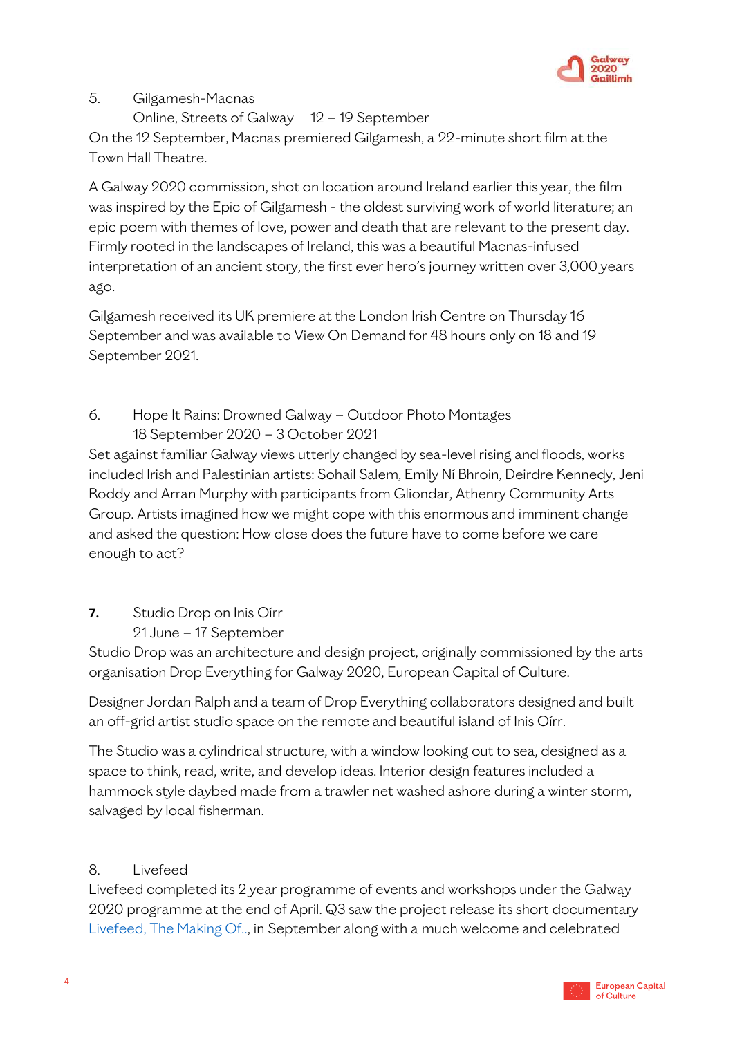5. Gilgamesh-Macnas

   Online, Streets of Galway 12 – 19 September

On the 12 September, Macnas premiered Gilgamesh, a 22-minute short film at the Town Hall Theatre.

A Galway 2020 commission, shot on location around Ireland earlier this year, the film was inspired by the Epic of Gilgamesh - the oldest surviving work of world literature; an epic poem with themes of love, power and death that are relevant to the present day. Firmly rooted in the landscapes of Ireland, this was a beautiful Macnas-infused interpretation of an ancient story, the first ever hero's journey written over 3,000 years ago.

Gilgamesh received its UK premiere at the London Irish Centre on Thursday 16 September and was available to View On Demand for 48 hours only on 18 and 19 September 2021.

6. Hope It Rains: Drowned Galway – Outdoor Photo Montages

   18 September 2020 – 3 October 2021

Set against familiar Galway views utterly changed by sea-level rising and floods, works included Irish and Palestinian artists: Sohail Salem, Emily Ní Bhroin, Deirdre Kennedy, Jeni Roddy and Arran Murphy with participants from Gliondar, Athenry Community Arts Group. Artists imagined how we might cope with this enormous and imminent change and asked the question: How close does the future have to come before we care enough to act?

**7.** Studio Drop on Inis Oírr

   21 June – 17 September

Studio Drop was an architecture and design project, originally commissioned by the arts organisation Drop Everything for Galway 2020, European Capital of Culture.

Designer Jordan Ralph and a team of Drop Everything collaborators designed and built an off-grid artist studio space on the remote and beautiful island of Inis Oírr.

The Studio was a cylindrical structure, with a window looking out to sea, designed as a space to think, read, write, and develop ideas. Interior design features included a hammock style daybed made from a trawler net washed ashore during a winter storm, salvaged by local fisherman.

8. Livefeed

Livefeed completed its 2 year programme of events and workshops under the Galway 2020 programme at the end of April. Q3 saw the project release its short documentary Livefeed, The Making Of.., in September along with a much welcome and celebrated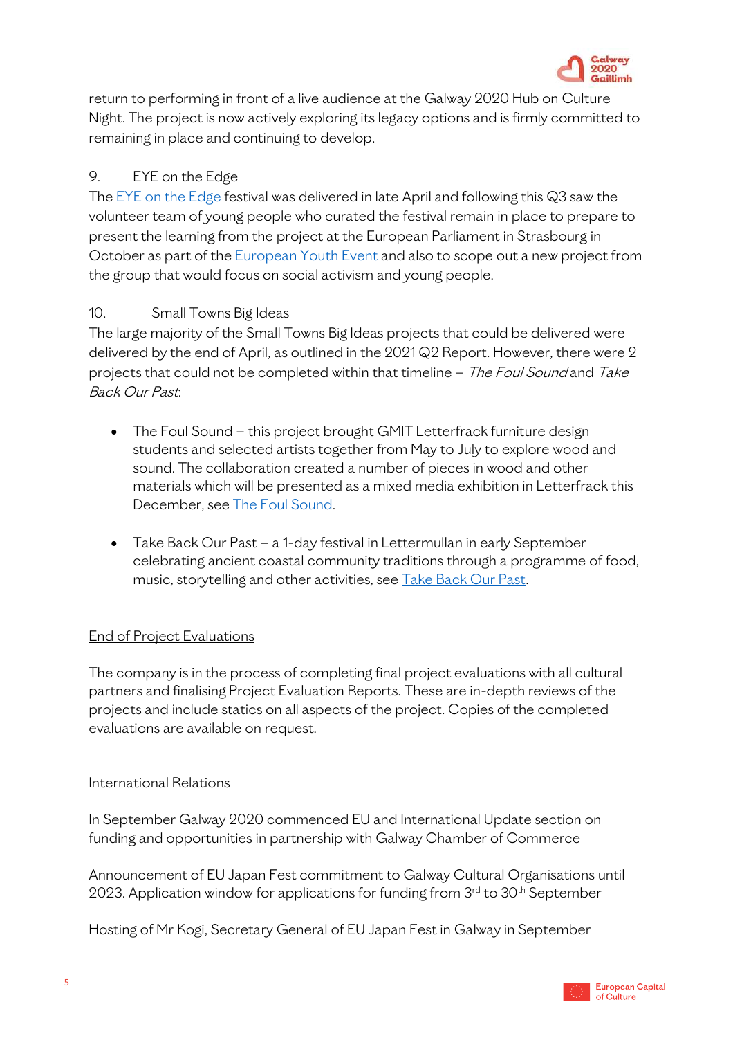return to performing in front of a live audience at the Galway 2020 Hub on Culture Night. The project is now actively exploring its legacy options and is firmly committed to remaining in place and continuing to develop.

9. EYE on the Edge

The EYE on the Edge festival was delivered in late April and following this Q3 saw the volunteer team of young people who curated the festival remain in place to prepare to present the learning from the project at the European Parliament in Strasbourg in October as part of the European Youth Event and also to scope out a new project from the group that would focus on social activism and young people.

10. Small Towns Big Ideas

The large majority of the Small Towns Big Ideas projects that could be delivered were delivered by the end of April, as outlined in the 2021 Q2 Report. However, there were 2 projects that could not be completed within that timeline – *The Foul Sound* and *Take Back Our Past*:

- The Foul Sound – this project brought GMIT Letterfrack furniture design students and selected artists together from May to July to explore wood and sound. The collaboration created a number of pieces in wood and other materials which will be presented as a mixed media exhibition in Letterfrack this December, see The Foul Sound.

- Take Back Our Past – a 1-day festival in Lettermullan in early September celebrating ancient coastal community traditions through a programme of food, music, storytelling and other activities, see Take Back Our Past.

## End of Project Evaluations

The company is in the process of completing final project evaluations with all cultural partners and finalising Project Evaluation Reports. These are in-depth reviews of the projects and include statics on all aspects of the project. Copies of the completed evaluations are available on request.

## International Relations

In September Galway 2020 commenced EU and International Update section on funding and opportunities in partnership with Galway Chamber of Commerce

Announcement of EU Japan Fest commitment to Galway Cultural Organisations until 2023. Application window for applications for funding from 3rd to 30th September

Hosting of Mr Kogi, Secretary General of EU Japan Fest in Galway in September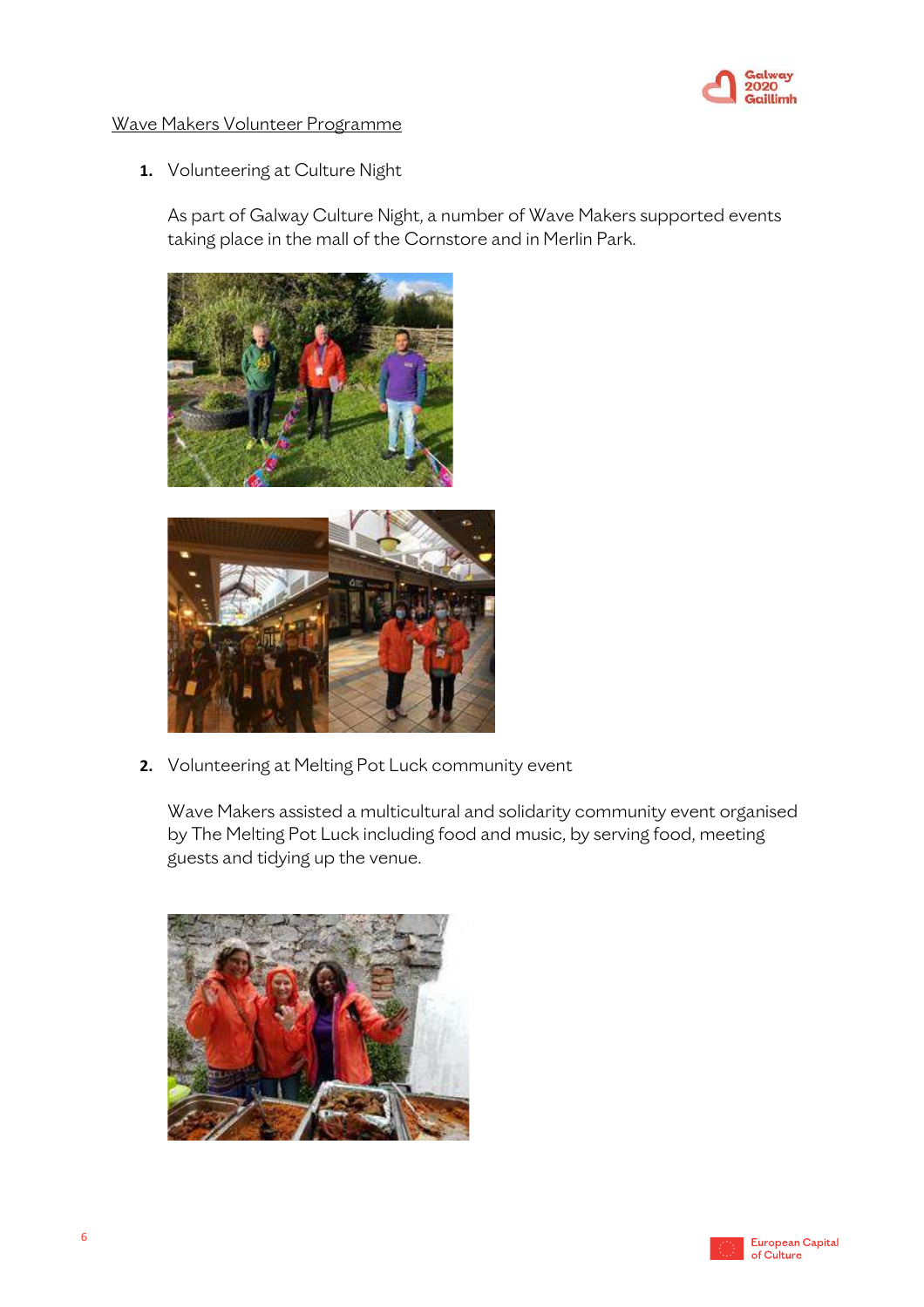Wave Makers Volunteer Programme

1. Volunteering at Culture Night

   As part of Galway Culture Night, a number of Wave Makers supported events taking place in the mall of the Cornstore and in Merlin Park.

2. Volunteering at Melting Pot Luck community event

   Wave Makers assisted a multicultural and solidarity community event organised by The Melting Pot Luck including food and music, by serving food, meeting guests and tidying up the venue.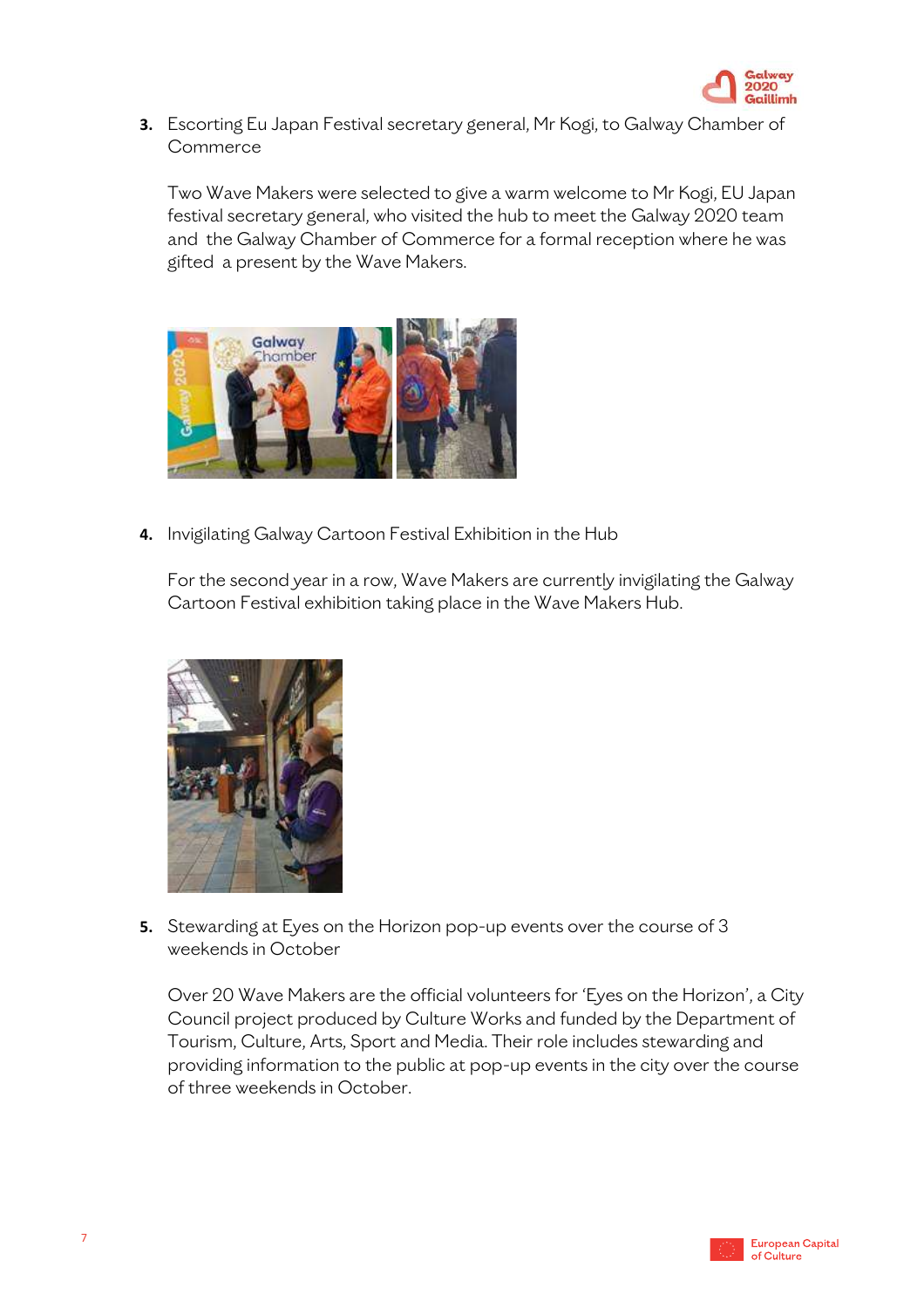3. Escorting Eu Japan Festival secretary general, Mr Kogi, to Galway Chamber of Commerce

   Two Wave Makers were selected to give a warm welcome to Mr Kogi, EU Japan festival secretary general, who visited the hub to meet the Galway 2020 team and the Galway Chamber of Commerce for a formal reception where he was gifted a present by the Wave Makers.

4. Invigilating Galway Cartoon Festival Exhibition in the Hub

   For the second year in a row, Wave Makers are currently invigilating the Galway Cartoon Festival exhibition taking place in the Wave Makers Hub.

5. Stewarding at Eyes on the Horizon pop-up events over the course of 3 weekends in October

   Over 20 Wave Makers are the official volunteers for 'Eyes on the Horizon', a City Council project produced by Culture Works and funded by the Department of Tourism, Culture, Arts, Sport and Media. Their role includes stewarding and providing information to the public at pop-up events in the city over the course of three weekends in October.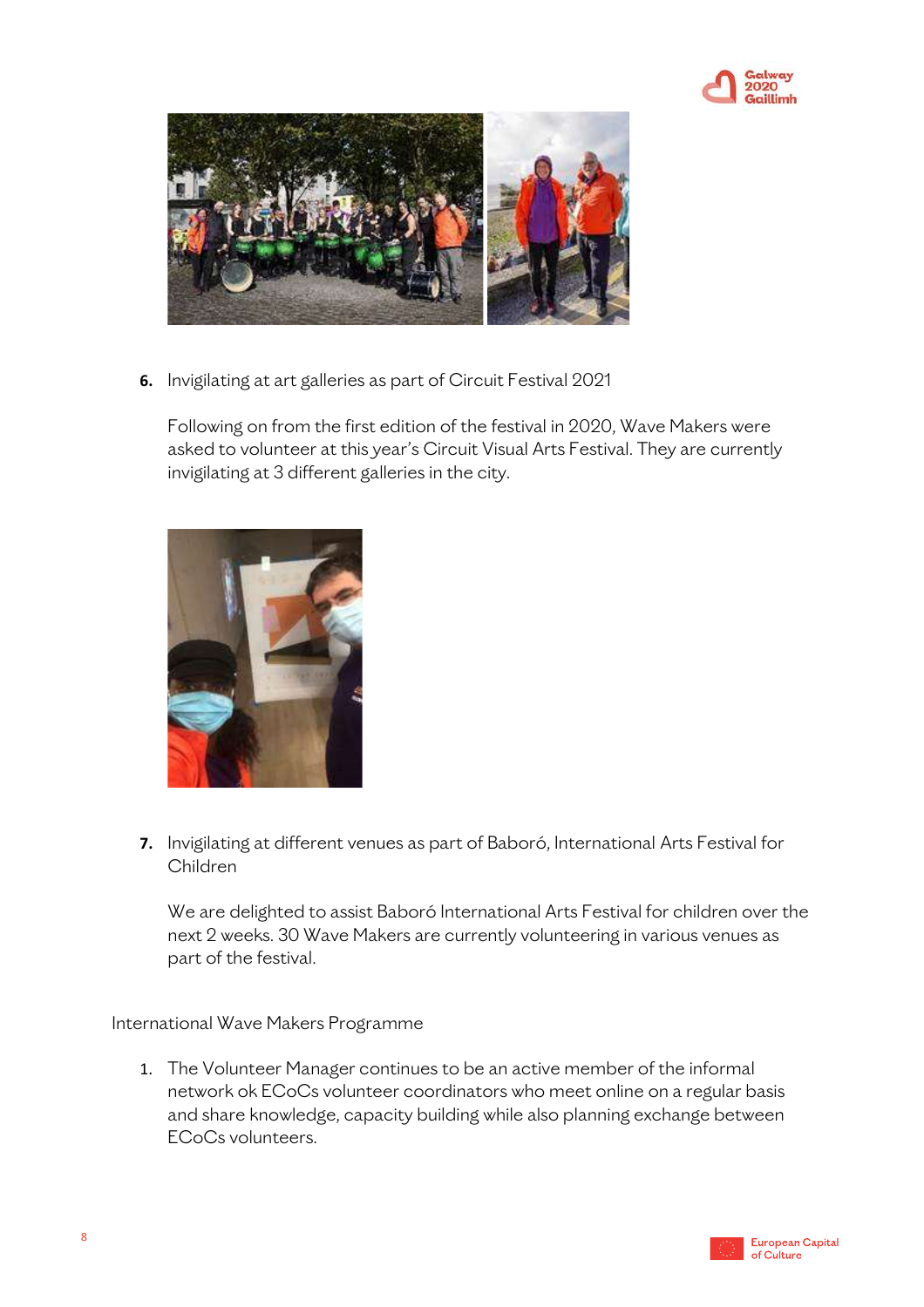6. Invigilating at art galleries as part of Circuit Festival 2021

   Following on from the first edition of the festival in 2020, Wave Makers were asked to volunteer at this year's Circuit Visual Arts Festival. They are currently invigilating at 3 different galleries in the city.

7. Invigilating at different venues as part of Baboró, International Arts Festival for Children

   We are delighted to assist Baboró International Arts Festival for children over the next 2 weeks. 30 Wave Makers are currently volunteering in various venues as part of the festival.

International Wave Makers Programme

1. The Volunteer Manager continues to be an active member of the informal network ok ECoCs volunteer coordinators who meet online on a regular basis and share knowledge, capacity building while also planning exchange between ECoCs volunteers.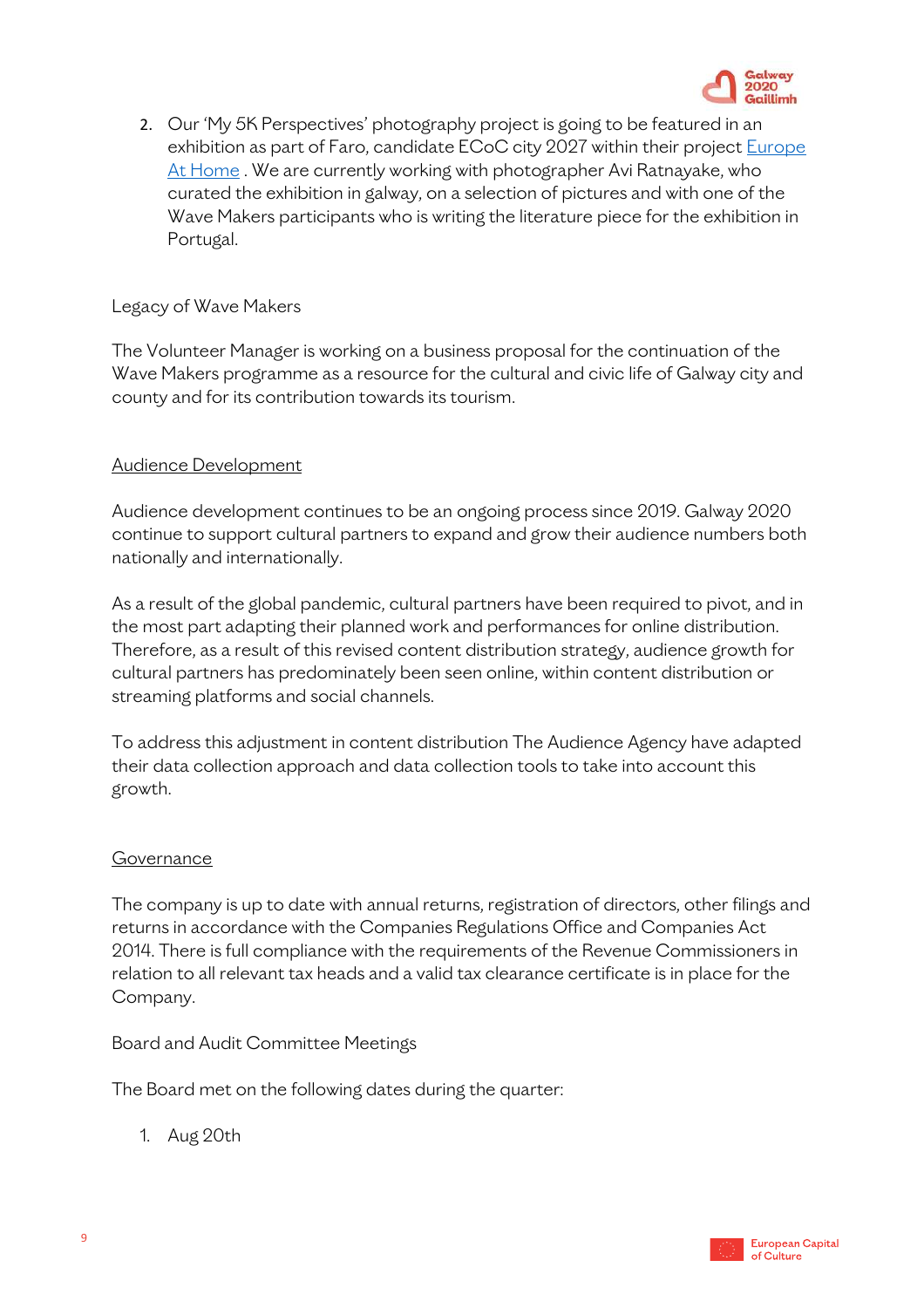2. Our 'My 5K Perspectives' photography project is going to be featured in an exhibition as part of Faro, candidate ECoC city 2027 within their project [Europe At Home](). We are currently working with photographer Avi Ratnayake, who curated the exhibition in galway, on a selection of pictures and with one of the Wave Makers participants who is writing the literature piece for the exhibition in Portugal.

Legacy of Wave Makers

The Volunteer Manager is working on a business proposal for the continuation of the Wave Makers programme as a resource for the cultural and civic life of Galway city and county and for its contribution towards its tourism.

## Audience Development

Audience development continues to be an ongoing process since 2019. Galway 2020 continue to support cultural partners to expand and grow their audience numbers both nationally and internationally.

As a result of the global pandemic, cultural partners have been required to pivot, and in the most part adapting their planned work and performances for online distribution. Therefore, as a result of this revised content distribution strategy, audience growth for cultural partners has predominately been seen online, within content distribution or streaming platforms and social channels.

To address this adjustment in content distribution The Audience Agency have adapted their data collection approach and data collection tools to take into account this growth.

## Governance

The company is up to date with annual returns, registration of directors, other filings and returns in accordance with the Companies Regulations Office and Companies Act 2014. There is full compliance with the requirements of the Revenue Commissioners in relation to all relevant tax heads and a valid tax clearance certificate is in place for the Company.

Board and Audit Committee Meetings

The Board met on the following dates during the quarter:

1. Aug 20th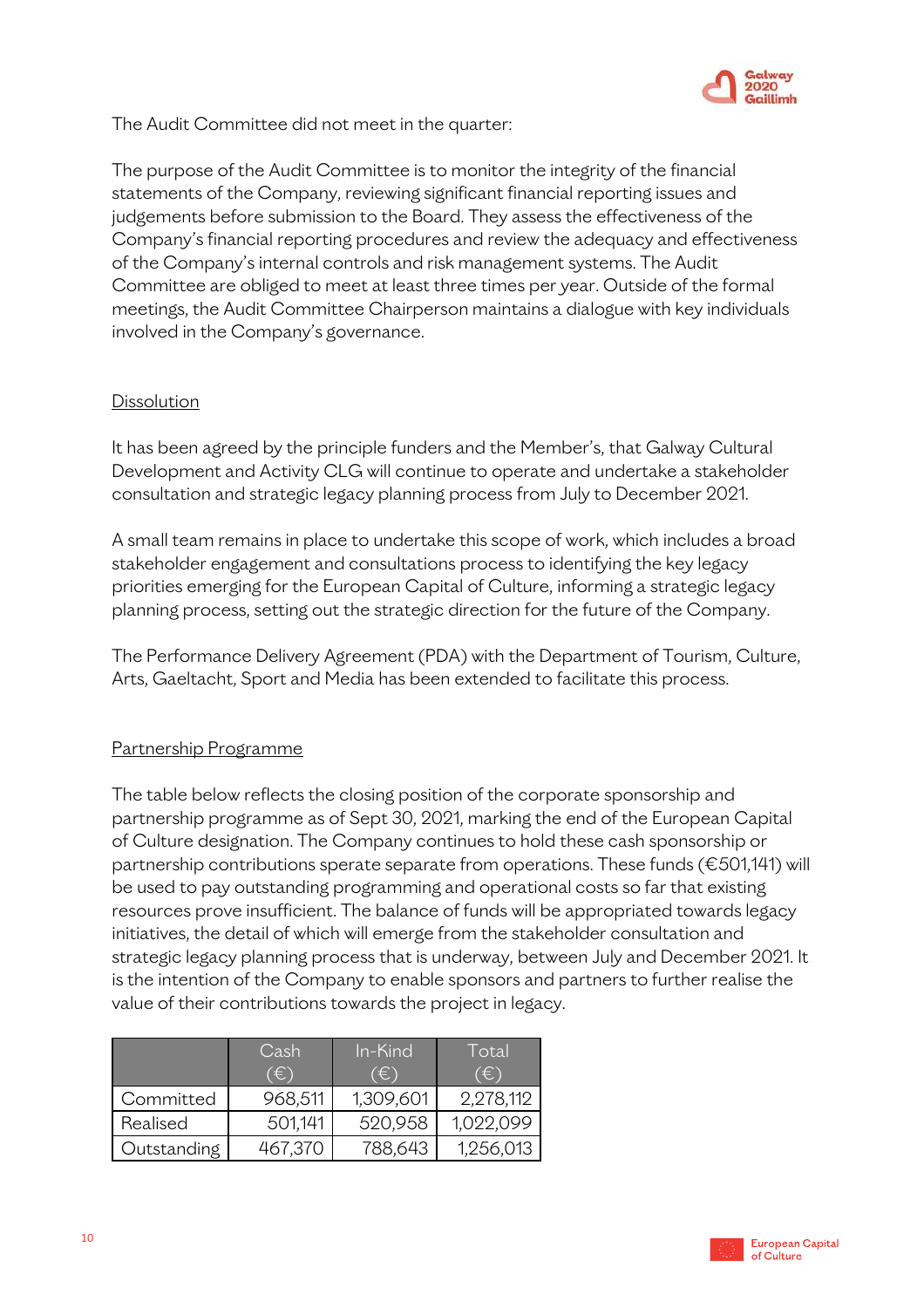The Audit Committee did not meet in the quarter:

The purpose of the Audit Committee is to monitor the integrity of the financial statements of the Company, reviewing significant financial reporting issues and judgements before submission to the Board. They assess the effectiveness of the Company's financial reporting procedures and review the adequacy and effectiveness of the Company's internal controls and risk management systems. The Audit Committee are obliged to meet at least three times per year. Outside of the formal meetings, the Audit Committee Chairperson maintains a dialogue with key individuals involved in the Company's governance.

## Dissolution

It has been agreed by the principle funders and the Member's, that Galway Cultural Development and Activity CLG will continue to operate and undertake a stakeholder consultation and strategic legacy planning process from July to December 2021.

A small team remains in place to undertake this scope of work, which includes a broad stakeholder engagement and consultations process to identifying the key legacy priorities emerging for the European Capital of Culture, informing a strategic legacy planning process, setting out the strategic direction for the future of the Company.

The Performance Delivery Agreement (PDA) with the Department of Tourism, Culture, Arts, Gaeltacht, Sport and Media has been extended to facilitate this process.

## Partnership Programme

The table below reflects the closing position of the corporate sponsorship and partnership programme as of Sept 30, 2021, marking the end of the European Capital of Culture designation. The Company continues to hold these cash sponsorship or partnership contributions sperate separate from operations. These funds (€501,141) will be used to pay outstanding programming and operational costs so far that existing resources prove insufficient. The balance of funds will be appropriated towards legacy initiatives, the detail of which will emerge from the stakeholder consultation and strategic legacy planning process that is underway, between July and December 2021. It is the intention of the Company to enable sponsors and partners to further realise the value of their contributions towards the project in legacy.

| | Cash (€) | In-Kind (€) | Total (€) |
|---|---|---|---|
| Committed | 968,511 | 1,309,601 | 2,278,112 |
| Realised | 501,141 | 520,958 | 1,022,099 |
| Outstanding | 467,370 | 788,643 | 1,256,013 |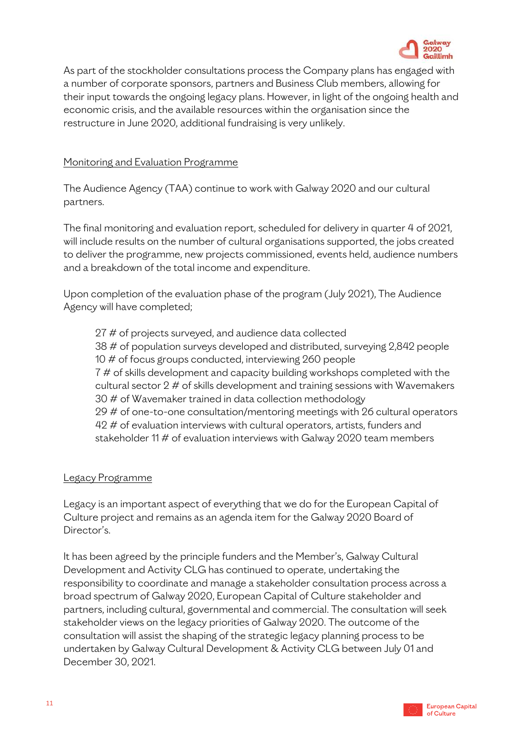As part of the stockholder consultations process the Company plans has engaged with a number of corporate sponsors, partners and Business Club members, allowing for their input towards the ongoing legacy plans. However, in light of the ongoing health and economic crisis, and the available resources within the organisation since the restructure in June 2020, additional fundraising is very unlikely.

<u>Monitoring and Evaluation Programme</u>

The Audience Agency (TAA) continue to work with Galway 2020 and our cultural partners.

The final monitoring and evaluation report, scheduled for delivery in quarter 4 of 2021, will include results on the number of cultural organisations supported, the jobs created to deliver the programme, new projects commissioned, events held, audience numbers and a breakdown of the total income and expenditure.

Upon completion of the evaluation phase of the program (July 2021), The Audience Agency will have completed;

27 # of projects surveyed, and audience data collected
38 # of population surveys developed and distributed, surveying 2,842 people
10 # of focus groups conducted, interviewing 260 people
7 # of skills development and capacity building workshops completed with the cultural sector 2 # of skills development and training sessions with Wavemakers
30 # of Wavemaker trained in data collection methodology
29 # of one-to-one consultation/mentoring meetings with 26 cultural operators
42 # of evaluation interviews with cultural operators, artists, funders and stakeholder 11 # of evaluation interviews with Galway 2020 team members

<u>Legacy Programme</u>

Legacy is an important aspect of everything that we do for the European Capital of Culture project and remains as an agenda item for the Galway 2020 Board of Director's.

It has been agreed by the principle funders and the Member's, Galway Cultural Development and Activity CLG has continued to operate, undertaking the responsibility to coordinate and manage a stakeholder consultation process across a broad spectrum of Galway 2020, European Capital of Culture stakeholder and partners, including cultural, governmental and commercial. The consultation will seek stakeholder views on the legacy priorities of Galway 2020. The outcome of the consultation will assist the shaping of the strategic legacy planning process to be undertaken by Galway Cultural Development & Activity CLG between July 01 and December 30, 2021.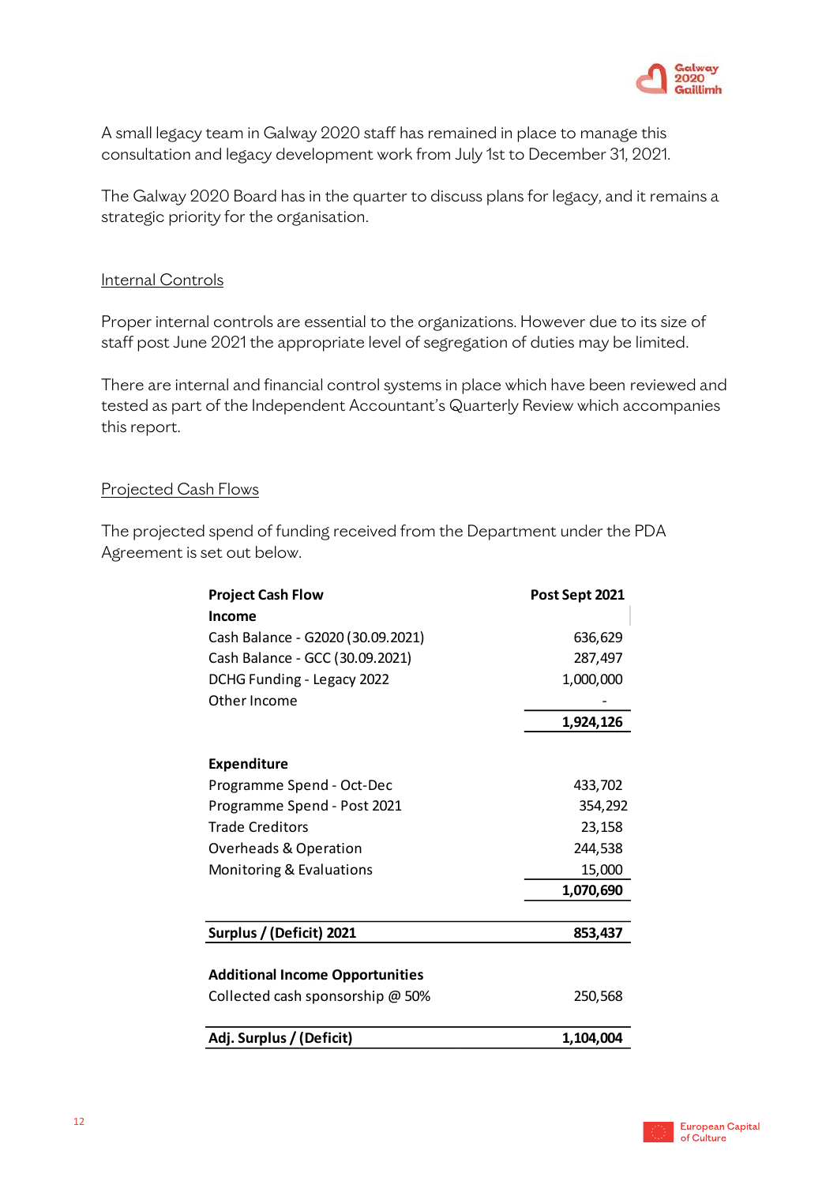A small legacy team in Galway 2020 staff has remained in place to manage this consultation and legacy development work from July 1st to December 31, 2021.

The Galway 2020 Board has in the quarter to discuss plans for legacy, and it remains a strategic priority for the organisation.

## Internal Controls

Proper internal controls are essential to the organizations. However due to its size of staff post June 2021 the appropriate level of segregation of duties may be limited.

There are internal and financial control systems in place which have been reviewed and tested as part of the Independent Accountant's Quarterly Review which accompanies this report.

## Projected Cash Flows

The projected spend of funding received from the Department under the PDA Agreement is set out below.

| **Project Cash Flow** | **Post Sept 2021** |
|---|---|
| **Income** | |
| Cash Balance - G2020 (30.09.2021) | 636,629 |
| Cash Balance - GCC (30.09.2021) | 287,497 |
| DCHG Funding - Legacy 2022 | 1,000,000 |
| Other Income | - |
| | **1,924,126** |
| | |
| **Expenditure** | |
| Programme Spend - Oct-Dec | 433,702 |
| Programme Spend - Post 2021 | 354,292 |
| Trade Creditors | 23,158 |
| Overheads & Operation | 244,538 |
| Monitoring & Evaluations | 15,000 |
| | **1,070,690** |
| | |
| **Surplus / (Deficit) 2021** | **853,437** |
| | |
| **Additional Income Opportunities** | |
| Collected cash sponsorship @ 50% | 250,568 |
| | |
| **Adj. Surplus / (Deficit)** | **1,104,004** |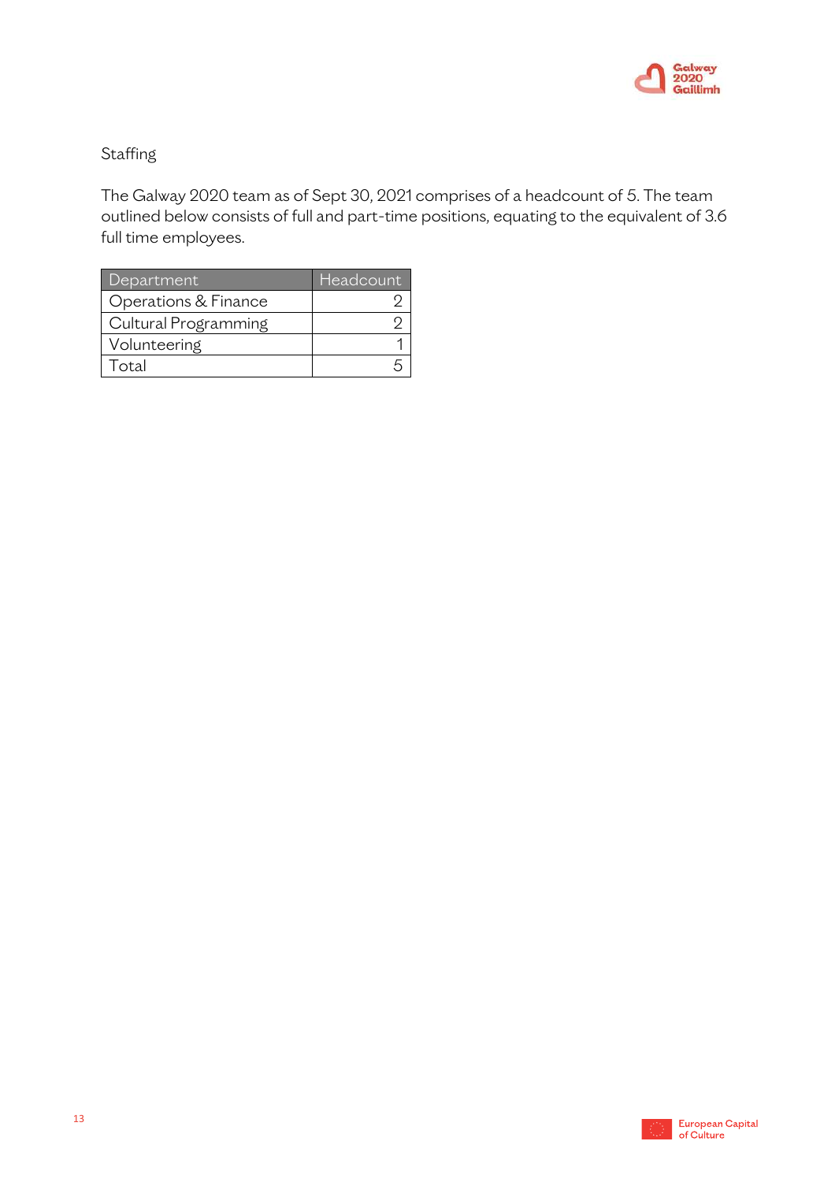## Staffing

The Galway 2020 team as of Sept 30, 2021 comprises of a headcount of 5. The team outlined below consists of full and part-time positions, equating to the equivalent of 3.6 full time employees.

| Department | Headcount |
|---|---|
| Operations & Finance | 2 |
| Cultural Programming | 2 |
| Volunteering | 1 |
| Total | 5 |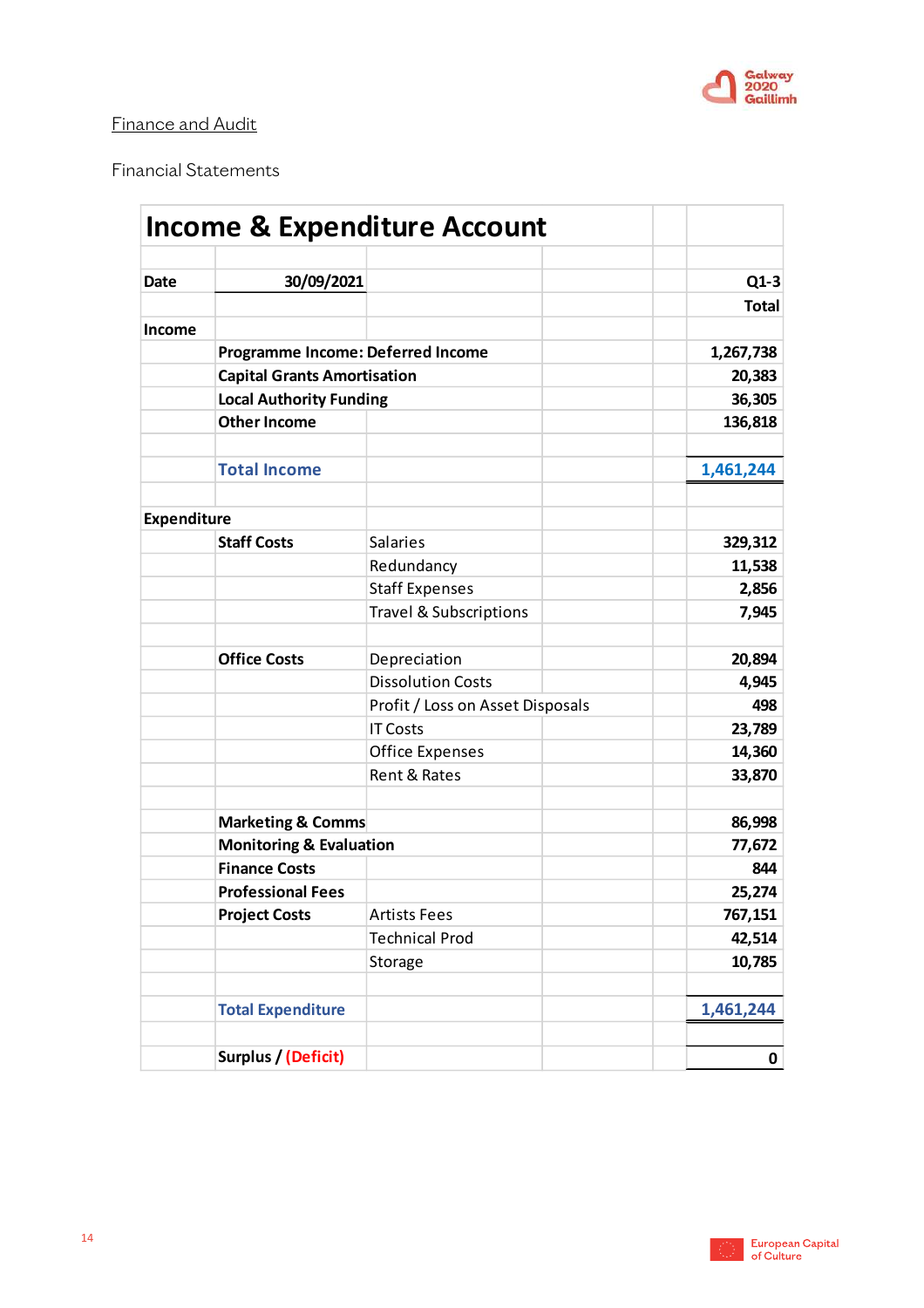Finance and Audit

Financial Statements

## Income & Expenditure Account

| | | | |
|---|---|---|---|
| **Date** | **30/09/2021** | | **Q1-3** |
| | | | **Total** |
| **Income** | | | |
| | **Programme Income: Deferred Income** | | **1,267,738** |
| | **Capital Grants Amortisation** | | **20,383** |
| | **Local Authority Funding** | | **36,305** |
| | **Other Income** | | **136,818** |
| | **Total Income** | | **1,461,244** |
| **Expenditure** | | | |
| | **Staff Costs** | Salaries | **329,312** |
| | | Redundancy | **11,538** |
| | | Staff Expenses | **2,856** |
| | | Travel & Subscriptions | **7,945** |
| | **Office Costs** | Depreciation | **20,894** |
| | | Dissolution Costs | **4,945** |
| | | Profit / Loss on Asset Disposals | **498** |
| | | IT Costs | **23,789** |
| | | Office Expenses | **14,360** |
| | | Rent & Rates | **33,870** |
| | **Marketing & Comms** | | **86,998** |
| | **Monitoring & Evaluation** | | **77,672** |
| | **Finance Costs** | | **844** |
| | **Professional Fees** | | **25,274** |
| | **Project Costs** | Artists Fees | **767,151** |
| | | Technical Prod | **42,514** |
| | | Storage | **10,785** |
| | **Total Expenditure** | | **1,461,244** |
| | **Surplus / (Deficit)** | | **0** |